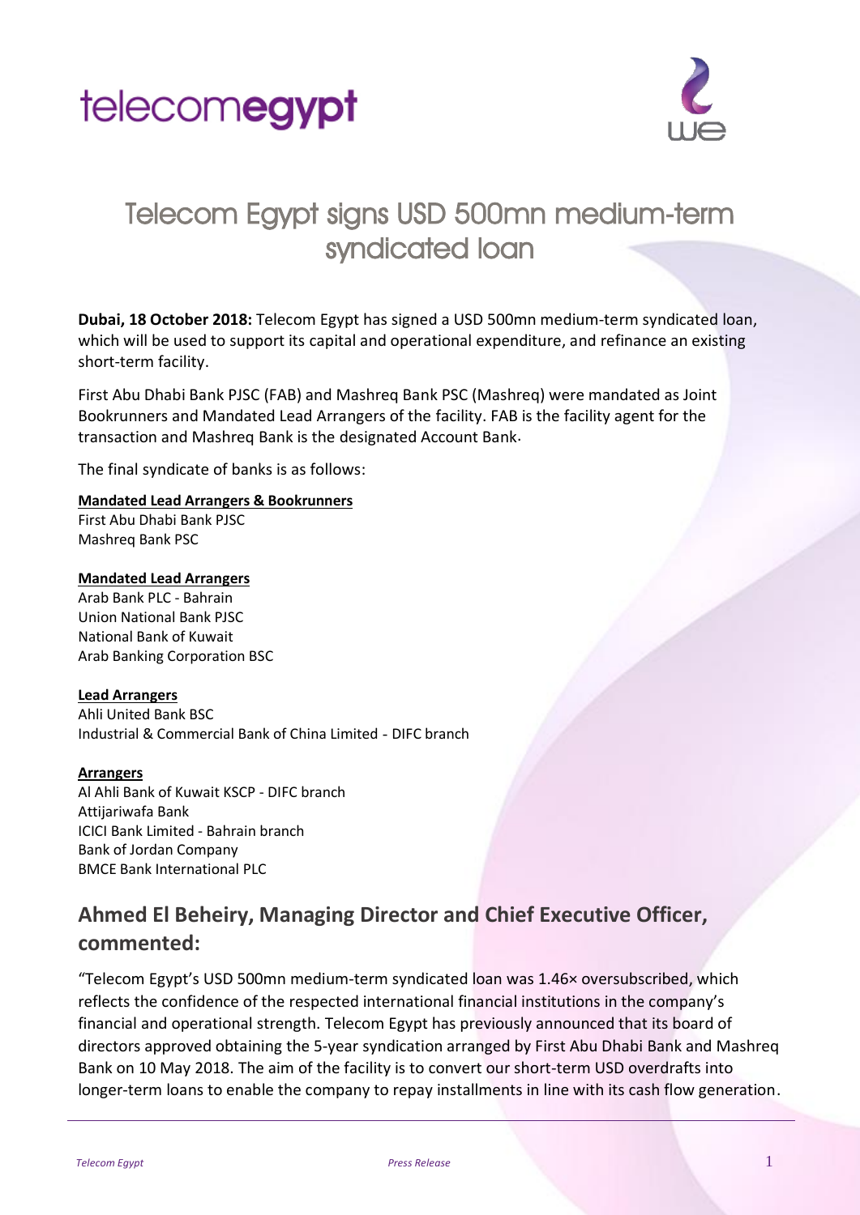# Telecom Egypt signs USD 500mn medium-term syndicated loan

**Dubai, 18 October 2018:** Telecom Egypt has signed a USD 500mn medium-term syndicated loan, which will be used to support its capital and operational expenditure, and refinance an existing short-term facility.

First Abu Dhabi Bank PJSC (FAB) and Mashreq Bank PSC (Mashreq) were mandated as Joint Bookrunners and Mandated Lead Arrangers of the facility. FAB is the facility agent for the transaction and Mashreq Bank is the designated Account Bank.

The final syndicate of banks is as follows:

**Mandated Lead Arrangers & Bookrunners**
First Abu Dhabi Bank PJSC
Mashreq Bank PSC

**Mandated Lead Arrangers**
Arab Bank PLC - Bahrain
Union National Bank PJSC
National Bank of Kuwait
Arab Banking Corporation BSC

**Lead Arrangers**
Ahli United Bank BSC
Industrial & Commercial Bank of China Limited - DIFC branch

**Arrangers**
Al Ahli Bank of Kuwait KSCP - DIFC branch
Attijariwafa Bank
ICICI Bank Limited - Bahrain branch
Bank of Jordan Company
BMCE Bank International PLC

## Ahmed El Beheiry, Managing Director and Chief Executive Officer, commented:

"Telecom Egypt's USD 500mn medium-term syndicated loan was 1.46× oversubscribed, which reflects the confidence of the respected international financial institutions in the company's financial and operational strength. Telecom Egypt has previously announced that its board of directors approved obtaining the 5-year syndication arranged by First Abu Dhabi Bank and Mashreq Bank on 10 May 2018. The aim of the facility is to convert our short-term USD overdrafts into longer-term loans to enable the company to repay installments in line with its cash flow generation.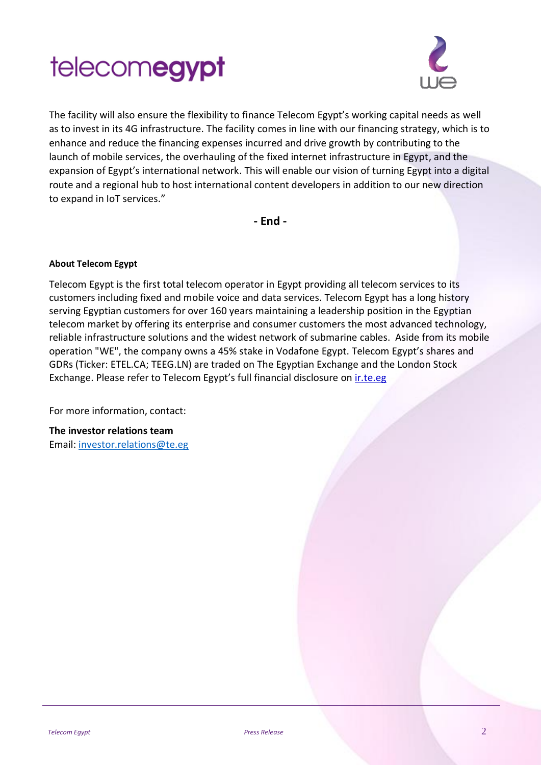The facility will also ensure the flexibility to finance Telecom Egypt's working capital needs as well as to invest in its 4G infrastructure. The facility comes in line with our financing strategy, which is to enhance and reduce the financing expenses incurred and drive growth by contributing to the launch of mobile services, the overhauling of the fixed internet infrastructure in Egypt, and the expansion of Egypt's international network. This will enable our vision of turning Egypt into a digital route and a regional hub to host international content developers in addition to our new direction to expand in IoT services."

**- End -**

**About Telecom Egypt**

Telecom Egypt is the first total telecom operator in Egypt providing all telecom services to its customers including fixed and mobile voice and data services. Telecom Egypt has a long history serving Egyptian customers for over 160 years maintaining a leadership position in the Egyptian telecom market by offering its enterprise and consumer customers the most advanced technology, reliable infrastructure solutions and the widest network of submarine cables. Aside from its mobile operation "WE", the company owns a 45% stake in Vodafone Egypt. Telecom Egypt's shares and GDRs (Ticker: ETEL.CA; TEEG.LN) are traded on The Egyptian Exchange and the London Stock Exchange. Please refer to Telecom Egypt's full financial disclosure on [ir.te.eg](ir.te.eg)

For more information, contact:

**The investor relations team**
Email: [investor.relations@te.eg](mailto:investor.relations@te.eg)